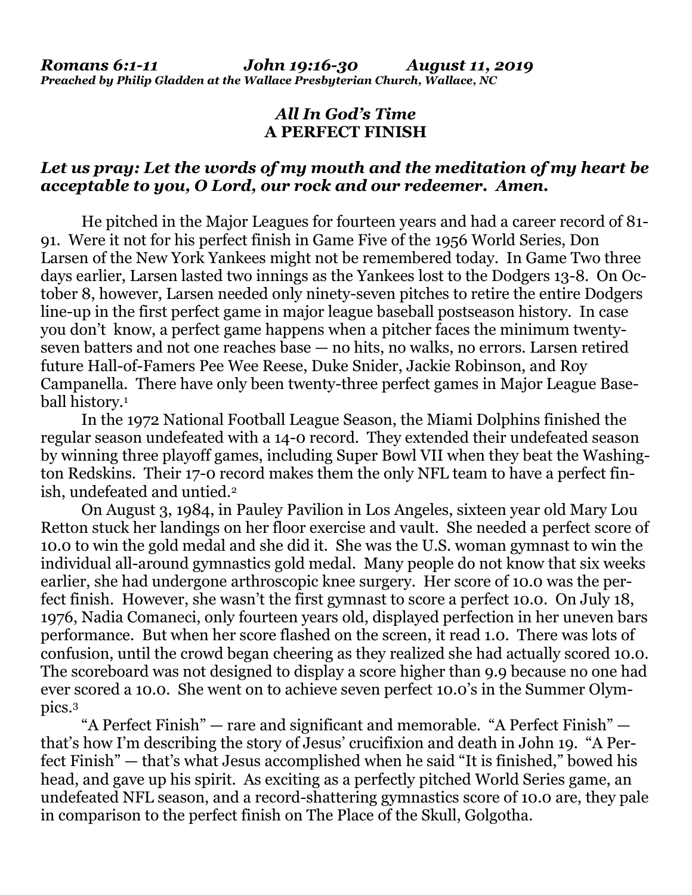***Romans 6:1-11 John 19:16-30 August 11, 2019***
***Preached by Philip Gladden at the Wallace Presbyterian Church, Wallace, NC***

## *All In God's Time*
## A PERFECT FINISH

***Let us pray: Let the words of my mouth and the meditation of my heart be acceptable to you, O Lord, our rock and our redeemer. Amen.***

He pitched in the Major Leagues for fourteen years and had a career record of 81-91. Were it not for his perfect finish in Game Five of the 1956 World Series, Don Larsen of the New York Yankees might not be remembered today. In Game Two three days earlier, Larsen lasted two innings as the Yankees lost to the Dodgers 13-8. On October 8, however, Larsen needed only ninety-seven pitches to retire the entire Dodgers line-up in the first perfect game in major league baseball postseason history. In case you don't know, a perfect game happens when a pitcher faces the minimum twenty-seven batters and not one reaches base — no hits, no walks, no errors. Larsen retired future Hall-of-Famers Pee Wee Reese, Duke Snider, Jackie Robinson, and Roy Campanella. There have only been twenty-three perfect games in Major League Baseball history.[1]

In the 1972 National Football League Season, the Miami Dolphins finished the regular season undefeated with a 14-0 record. They extended their undefeated season by winning three playoff games, including Super Bowl VII when they beat the Washington Redskins. Their 17-0 record makes them the only NFL team to have a perfect finish, undefeated and untied.[2]

On August 3, 1984, in Pauley Pavilion in Los Angeles, sixteen year old Mary Lou Retton stuck her landings on her floor exercise and vault. She needed a perfect score of 10.0 to win the gold medal and she did it. She was the U.S. woman gymnast to win the individual all-around gymnastics gold medal. Many people do not know that six weeks earlier, she had undergone arthroscopic knee surgery. Her score of 10.0 was the perfect finish. However, she wasn't the first gymnast to score a perfect 10.0. On July 18, 1976, Nadia Comaneci, only fourteen years old, displayed perfection in her uneven bars performance. But when her score flashed on the screen, it read 1.0. There was lots of confusion, until the crowd began cheering as they realized she had actually scored 10.0. The scoreboard was not designed to display a score higher than 9.9 because no one had ever scored a 10.0. She went on to achieve seven perfect 10.0's in the Summer Olympics.[3]

"A Perfect Finish" — rare and significant and memorable. "A Perfect Finish" — that's how I'm describing the story of Jesus' crucifixion and death in John 19. "A Perfect Finish" — that's what Jesus accomplished when he said "It is finished," bowed his head, and gave up his spirit. As exciting as a perfectly pitched World Series game, an undefeated NFL season, and a record-shattering gymnastics score of 10.0 are, they pale in comparison to the perfect finish on The Place of the Skull, Golgotha.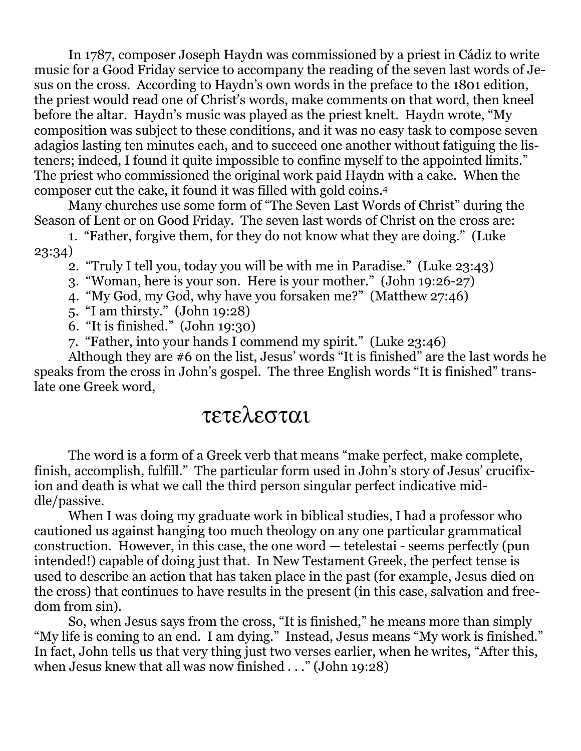In 1787, composer Joseph Haydn was commissioned by a priest in Cádiz to write music for a Good Friday service to accompany the reading of the seven last words of Jesus on the cross. According to Haydn's own words in the preface to the 1801 edition, the priest would read one of Christ's words, make comments on that word, then kneel before the altar. Haydn's music was played as the priest knelt. Haydn wrote, "My composition was subject to these conditions, and it was no easy task to compose seven adagios lasting ten minutes each, and to succeed one another without fatiguing the listeners; indeed, I found it quite impossible to confine myself to the appointed limits." The priest who commissioned the original work paid Haydn with a cake. When the composer cut the cake, it found it was filled with gold coins.[4]

Many churches use some form of "The Seven Last Words of Christ" during the Season of Lent or on Good Friday. The seven last words of Christ on the cross are:

1. "Father, forgive them, for they do not know what they are doing." (Luke 23:34)
2. "Truly I tell you, today you will be with me in Paradise." (Luke 23:43)
3. "Woman, here is your son. Here is your mother." (John 19:26-27)
4. "My God, my God, why have you forsaken me?" (Matthew 27:46)
5. "I am thirsty." (John 19:28)
6. "It is finished." (John 19:30)
7. "Father, into your hands I commend my spirit." (Luke 23:46)

Although they are #6 on the list, Jesus' words "It is finished" are the last words he speaks from the cross in John's gospel. The three English words "It is finished" translate one Greek word,

τετελεσται

The word is a form of a Greek verb that means "make perfect, make complete, finish, accomplish, fulfill." The particular form used in John's story of Jesus' crucifixion and death is what we call the third person singular perfect indicative middle/passive.

When I was doing my graduate work in biblical studies, I had a professor who cautioned us against hanging too much theology on any one particular grammatical construction. However, in this case, the one word — tetelestai - seems perfectly (pun intended!) capable of doing just that. In New Testament Greek, the perfect tense is used to describe an action that has taken place in the past (for example, Jesus died on the cross) that continues to have results in the present (in this case, salvation and freedom from sin).

So, when Jesus says from the cross, "It is finished," he means more than simply "My life is coming to an end. I am dying." Instead, Jesus means "My work is finished." In fact, John tells us that very thing just two verses earlier, when he writes, "After this, when Jesus knew that all was now finished . . ." (John 19:28)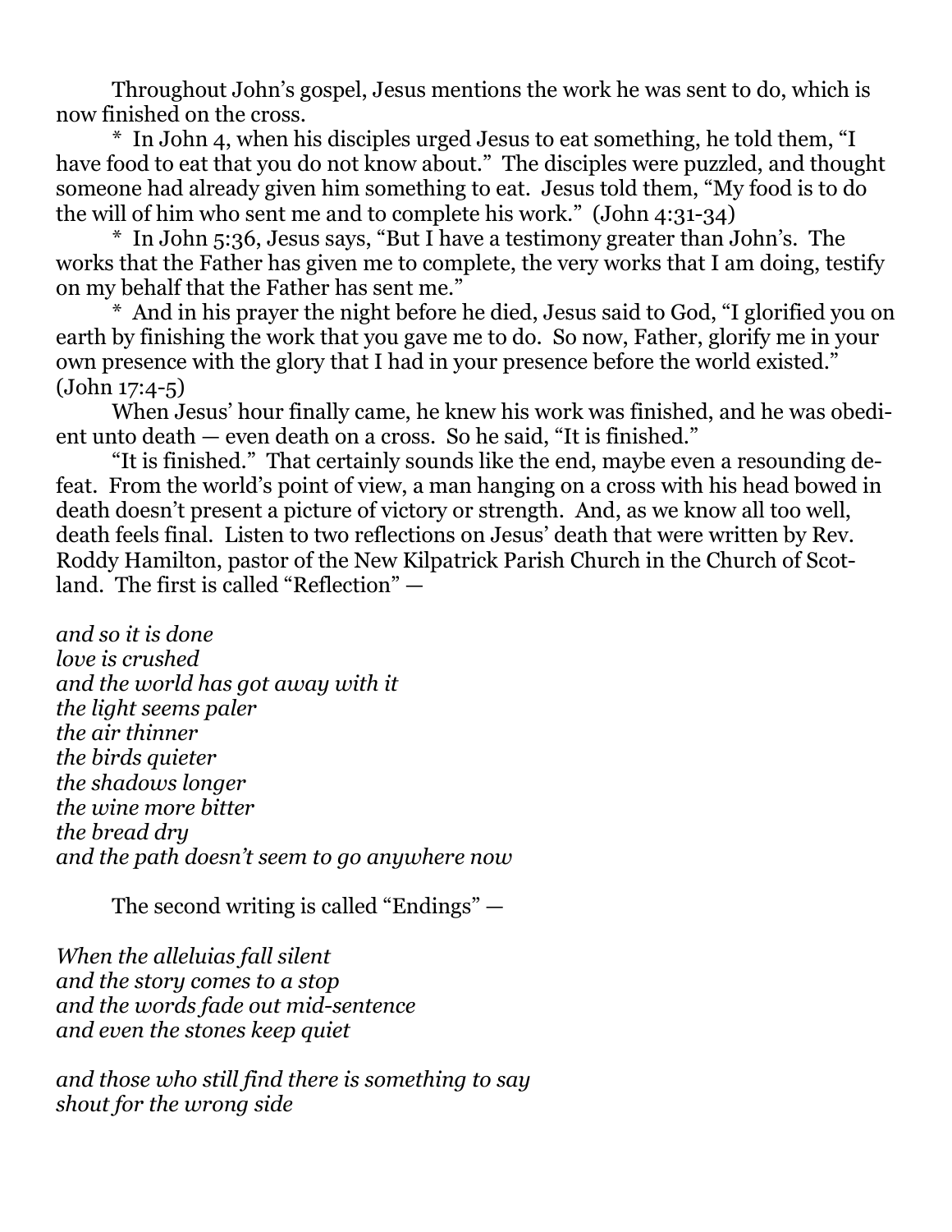Throughout John's gospel, Jesus mentions the work he was sent to do, which is now finished on the cross.

* In John 4, when his disciples urged Jesus to eat something, he told them, "I have food to eat that you do not know about." The disciples were puzzled, and thought someone had already given him something to eat. Jesus told them, "My food is to do the will of him who sent me and to complete his work." (John 4:31-34)

* In John 5:36, Jesus says, "But I have a testimony greater than John's. The works that the Father has given me to complete, the very works that I am doing, testify on my behalf that the Father has sent me."

* And in his prayer the night before he died, Jesus said to God, "I glorified you on earth by finishing the work that you gave me to do. So now, Father, glorify me in your own presence with the glory that I had in your presence before the world existed." (John 17:4-5)

When Jesus' hour finally came, he knew his work was finished, and he was obedient unto death — even death on a cross. So he said, "It is finished."

"It is finished." That certainly sounds like the end, maybe even a resounding defeat. From the world's point of view, a man hanging on a cross with his head bowed in death doesn't present a picture of victory or strength. And, as we know all too well, death feels final. Listen to two reflections on Jesus' death that were written by Rev. Roddy Hamilton, pastor of the New Kilpatrick Parish Church in the Church of Scotland. The first is called "Reflection" —

*and so it is done*
*love is crushed*
*and the world has got away with it*
*the light seems paler*
*the air thinner*
*the birds quieter*
*the shadows longer*
*the wine more bitter*
*the bread dry*
*and the path doesn't seem to go anywhere now*

The second writing is called "Endings" —

*When the alleluias fall silent*
*and the story comes to a stop*
*and the words fade out mid-sentence*
*and even the stones keep quiet*

*and those who still find there is something to say*
*shout for the wrong side*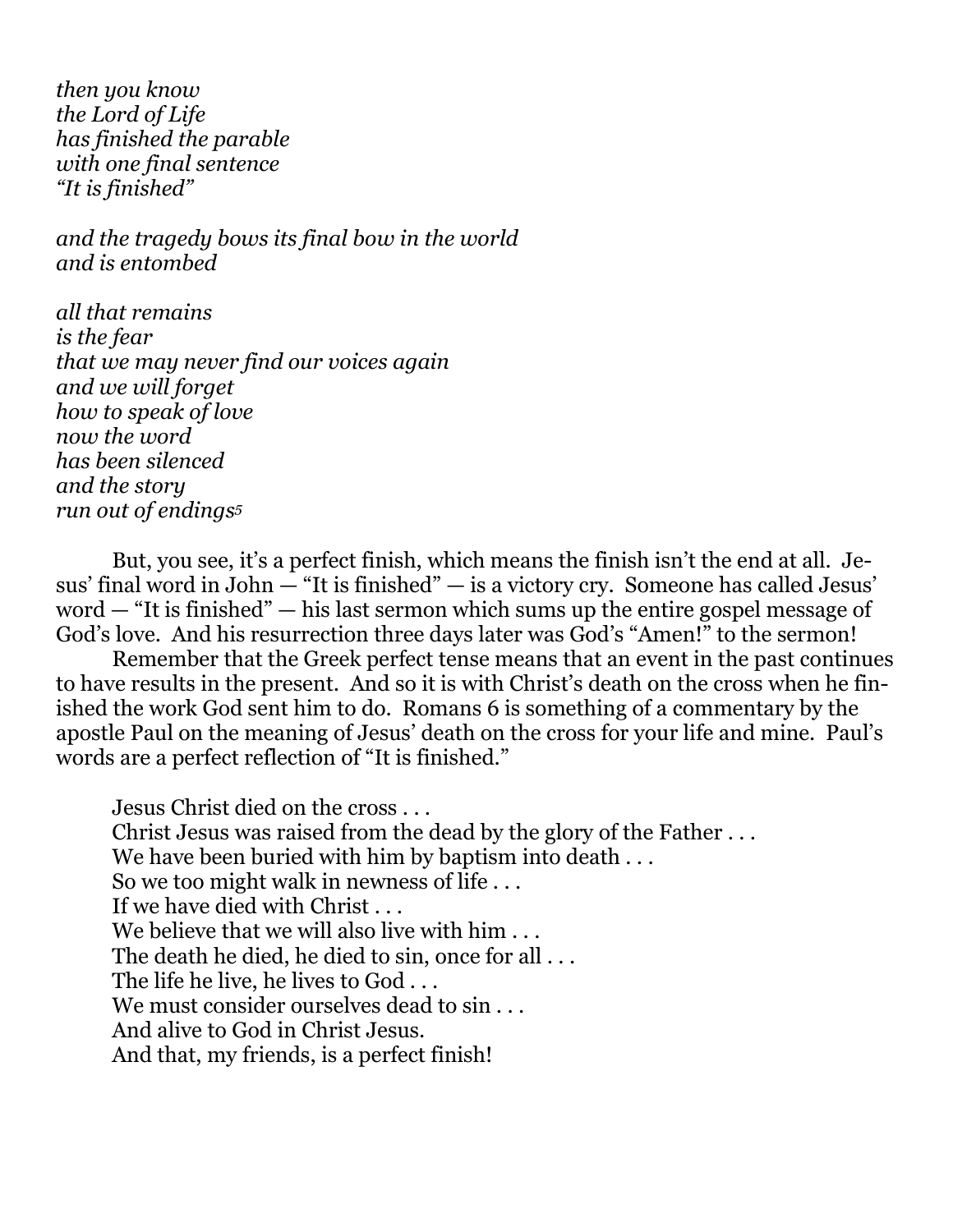*then you know*
*the Lord of Life*
*has finished the parable*
*with one final sentence*
*"It is finished"*

*and the tragedy bows its final bow in the world*
*and is entombed*

*all that remains*
*is the fear*
*that we may never find our voices again*
*and we will forget*
*how to speak of love*
*now the word*
*has been silenced*
*and the story*
*run out of endings*[5]

But, you see, it's a perfect finish, which means the finish isn't the end at all. Jesus' final word in John — "It is finished" — is a victory cry. Someone has called Jesus' word — "It is finished" — his last sermon which sums up the entire gospel message of God's love. And his resurrection three days later was God's "Amen!" to the sermon!

Remember that the Greek perfect tense means that an event in the past continues to have results in the present. And so it is with Christ's death on the cross when he finished the work God sent him to do. Romans 6 is something of a commentary by the apostle Paul on the meaning of Jesus' death on the cross for your life and mine. Paul's words are a perfect reflection of "It is finished."

> Jesus Christ died on the cross . . .
> Christ Jesus was raised from the dead by the glory of the Father . . .
> We have been buried with him by baptism into death . . .
> So we too might walk in newness of life . . .
> If we have died with Christ . . .
> We believe that we will also live with him . . .
> The death he died, he died to sin, once for all . . .
> The life he live, he lives to God . . .
> We must consider ourselves dead to sin . . .
> And alive to God in Christ Jesus.
> And that, my friends, is a perfect finish!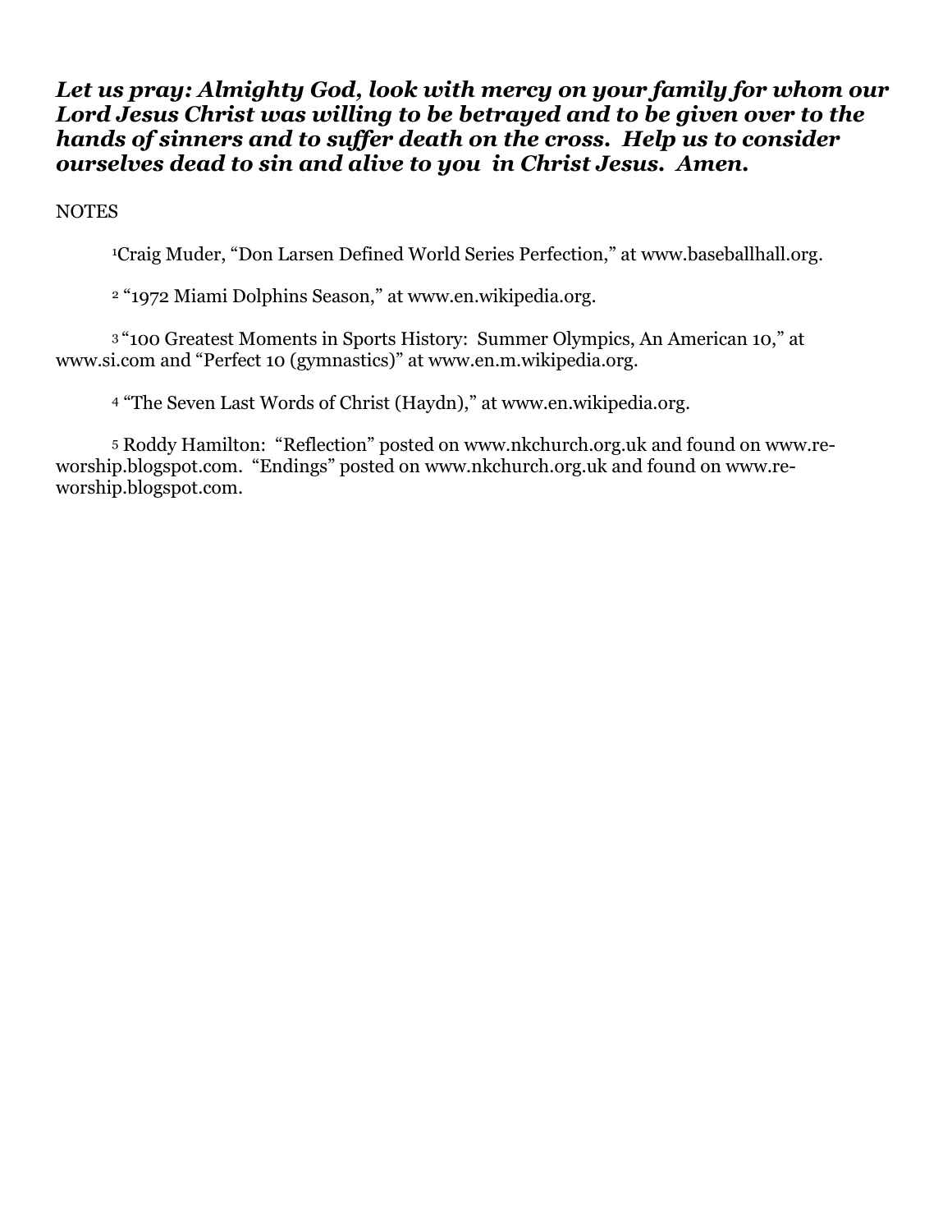***Let us pray: Almighty God, look with mercy on your family for whom our Lord Jesus Christ was willing to be betrayed and to be given over to the hands of sinners and to suffer death on the cross. Help us to consider ourselves dead to sin and alive to you in Christ Jesus. Amen.***

NOTES

[1]Craig Muder, "Don Larsen Defined World Series Perfection," at www.baseballhall.org.

[2] "1972 Miami Dolphins Season," at www.en.wikipedia.org.

[3] "100 Greatest Moments in Sports History: Summer Olympics, An American 10," at www.si.com and "Perfect 10 (gymnastics)" at www.en.m.wikipedia.org.

[4] "The Seven Last Words of Christ (Haydn)," at www.en.wikipedia.org.

[5] Roddy Hamilton: "Reflection" posted on www.nkchurch.org.uk and found on www.re-worship.blogspot.com. "Endings" posted on www.nkchurch.org.uk and found on www.re-worship.blogspot.com.